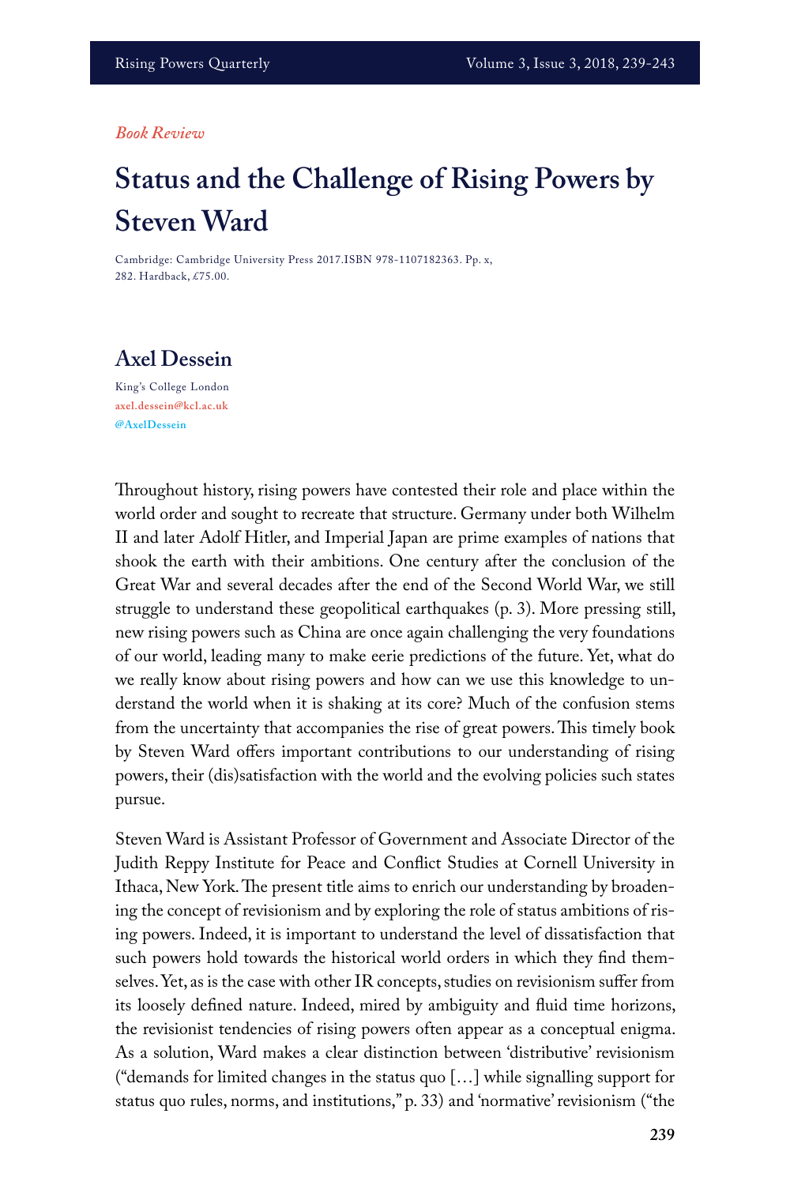*Book Review*

# Status and the Challenge of Rising Powers by Steven Ward

Cambridge: Cambridge University Press 2017.ISBN 978-1107182363. Pp. x, 282. Hardback, £75.00.

## Axel Dessein

King's College London
axel.dessein@kcl.ac.uk
@AxelDessein

Throughout history, rising powers have contested their role and place within the world order and sought to recreate that structure. Germany under both Wilhelm II and later Adolf Hitler, and Imperial Japan are prime examples of nations that shook the earth with their ambitions. One century after the conclusion of the Great War and several decades after the end of the Second World War, we still struggle to understand these geopolitical earthquakes (p. 3). More pressing still, new rising powers such as China are once again challenging the very foundations of our world, leading many to make eerie predictions of the future. Yet, what do we really know about rising powers and how can we use this knowledge to understand the world when it is shaking at its core? Much of the confusion stems from the uncertainty that accompanies the rise of great powers. This timely book by Steven Ward offers important contributions to our understanding of rising powers, their (dis)satisfaction with the world and the evolving policies such states pursue.

Steven Ward is Assistant Professor of Government and Associate Director of the Judith Reppy Institute for Peace and Conflict Studies at Cornell University in Ithaca, New York. The present title aims to enrich our understanding by broadening the concept of revisionism and by exploring the role of status ambitions of rising powers. Indeed, it is important to understand the level of dissatisfaction that such powers hold towards the historical world orders in which they find themselves. Yet, as is the case with other IR concepts, studies on revisionism suffer from its loosely defined nature. Indeed, mired by ambiguity and fluid time horizons, the revisionist tendencies of rising powers often appear as a conceptual enigma. As a solution, Ward makes a clear distinction between 'distributive' revisionism ("demands for limited changes in the status quo […] while signalling support for status quo rules, norms, and institutions," p. 33) and 'normative' revisionism ("the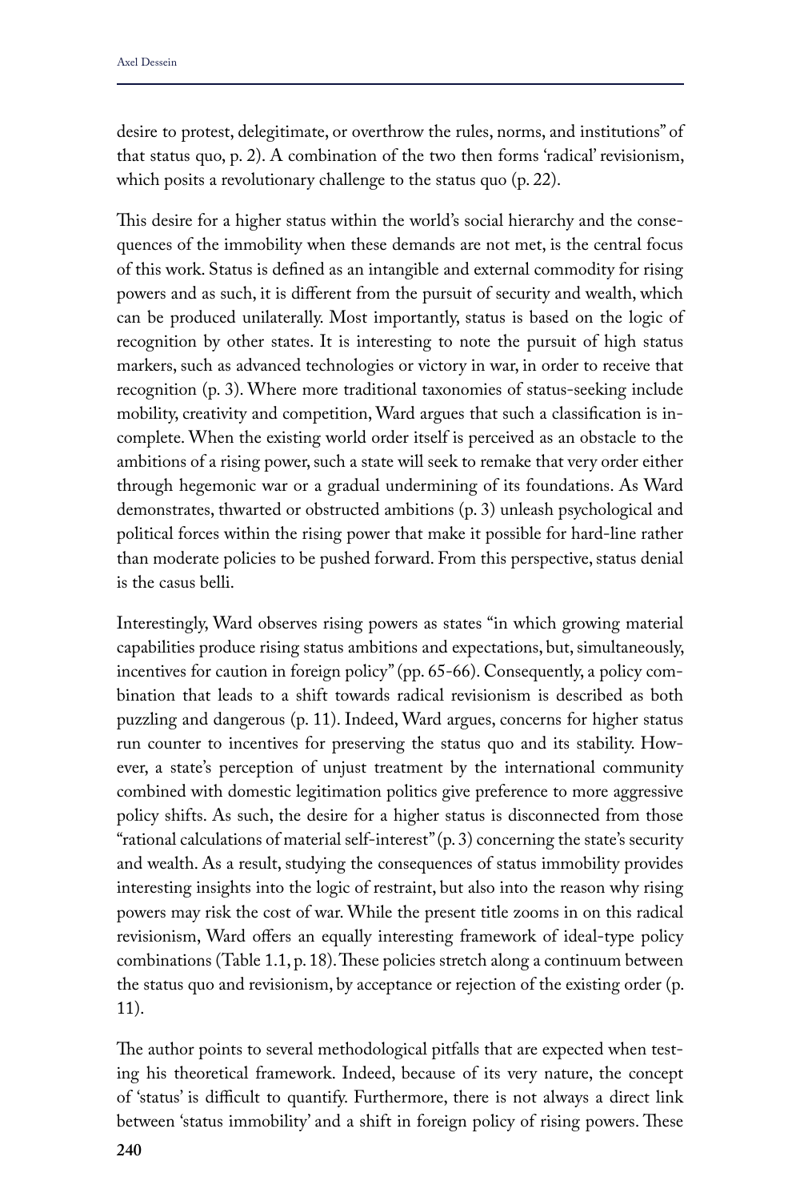desire to protest, delegitimate, or overthrow the rules, norms, and institutions" of that status quo, p. 2). A combination of the two then forms 'radical' revisionism, which posits a revolutionary challenge to the status quo (p. 22).

This desire for a higher status within the world's social hierarchy and the consequences of the immobility when these demands are not met, is the central focus of this work. Status is defined as an intangible and external commodity for rising powers and as such, it is different from the pursuit of security and wealth, which can be produced unilaterally. Most importantly, status is based on the logic of recognition by other states. It is interesting to note the pursuit of high status markers, such as advanced technologies or victory in war, in order to receive that recognition (p. 3). Where more traditional taxonomies of status-seeking include mobility, creativity and competition, Ward argues that such a classification is incomplete. When the existing world order itself is perceived as an obstacle to the ambitions of a rising power, such a state will seek to remake that very order either through hegemonic war or a gradual undermining of its foundations. As Ward demonstrates, thwarted or obstructed ambitions (p. 3) unleash psychological and political forces within the rising power that make it possible for hard-line rather than moderate policies to be pushed forward. From this perspective, status denial is the casus belli.

Interestingly, Ward observes rising powers as states "in which growing material capabilities produce rising status ambitions and expectations, but, simultaneously, incentives for caution in foreign policy" (pp. 65-66). Consequently, a policy combination that leads to a shift towards radical revisionism is described as both puzzling and dangerous (p. 11). Indeed, Ward argues, concerns for higher status run counter to incentives for preserving the status quo and its stability. However, a state's perception of unjust treatment by the international community combined with domestic legitimation politics give preference to more aggressive policy shifts. As such, the desire for a higher status is disconnected from those "rational calculations of material self-interest" (p. 3) concerning the state's security and wealth. As a result, studying the consequences of status immobility provides interesting insights into the logic of restraint, but also into the reason why rising powers may risk the cost of war. While the present title zooms in on this radical revisionism, Ward offers an equally interesting framework of ideal-type policy combinations (Table 1.1, p. 18). These policies stretch along a continuum between the status quo and revisionism, by acceptance or rejection of the existing order (p. 11).

The author points to several methodological pitfalls that are expected when testing his theoretical framework. Indeed, because of its very nature, the concept of 'status' is difficult to quantify. Furthermore, there is not always a direct link between 'status immobility' and a shift in foreign policy of rising powers. These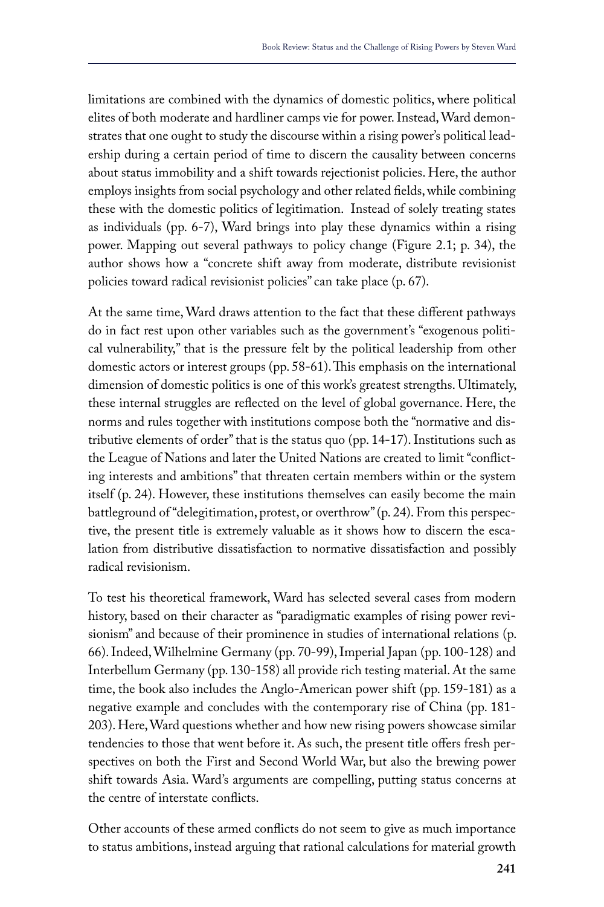limitations are combined with the dynamics of domestic politics, where political elites of both moderate and hardliner camps vie for power. Instead, Ward demonstrates that one ought to study the discourse within a rising power's political leadership during a certain period of time to discern the causality between concerns about status immobility and a shift towards rejectionist policies. Here, the author employs insights from social psychology and other related fields, while combining these with the domestic politics of legitimation. Instead of solely treating states as individuals (pp. 6-7), Ward brings into play these dynamics within a rising power. Mapping out several pathways to policy change (Figure 2.1; p. 34), the author shows how a "concrete shift away from moderate, distribute revisionist policies toward radical revisionist policies" can take place (p. 67).

At the same time, Ward draws attention to the fact that these different pathways do in fact rest upon other variables such as the government's "exogenous political vulnerability," that is the pressure felt by the political leadership from other domestic actors or interest groups (pp. 58-61). This emphasis on the international dimension of domestic politics is one of this work's greatest strengths. Ultimately, these internal struggles are reflected on the level of global governance. Here, the norms and rules together with institutions compose both the "normative and distributive elements of order" that is the status quo (pp. 14-17). Institutions such as the League of Nations and later the United Nations are created to limit "conflicting interests and ambitions" that threaten certain members within or the system itself (p. 24). However, these institutions themselves can easily become the main battleground of "delegitimation, protest, or overthrow" (p. 24). From this perspective, the present title is extremely valuable as it shows how to discern the escalation from distributive dissatisfaction to normative dissatisfaction and possibly radical revisionism.

To test his theoretical framework, Ward has selected several cases from modern history, based on their character as "paradigmatic examples of rising power revisionism" and because of their prominence in studies of international relations (p. 66). Indeed, Wilhelmine Germany (pp. 70-99), Imperial Japan (pp. 100-128) and Interbellum Germany (pp. 130-158) all provide rich testing material. At the same time, the book also includes the Anglo-American power shift (pp. 159-181) as a negative example and concludes with the contemporary rise of China (pp. 181-203). Here, Ward questions whether and how new rising powers showcase similar tendencies to those that went before it. As such, the present title offers fresh perspectives on both the First and Second World War, but also the brewing power shift towards Asia. Ward's arguments are compelling, putting status concerns at the centre of interstate conflicts.

Other accounts of these armed conflicts do not seem to give as much importance to status ambitions, instead arguing that rational calculations for material growth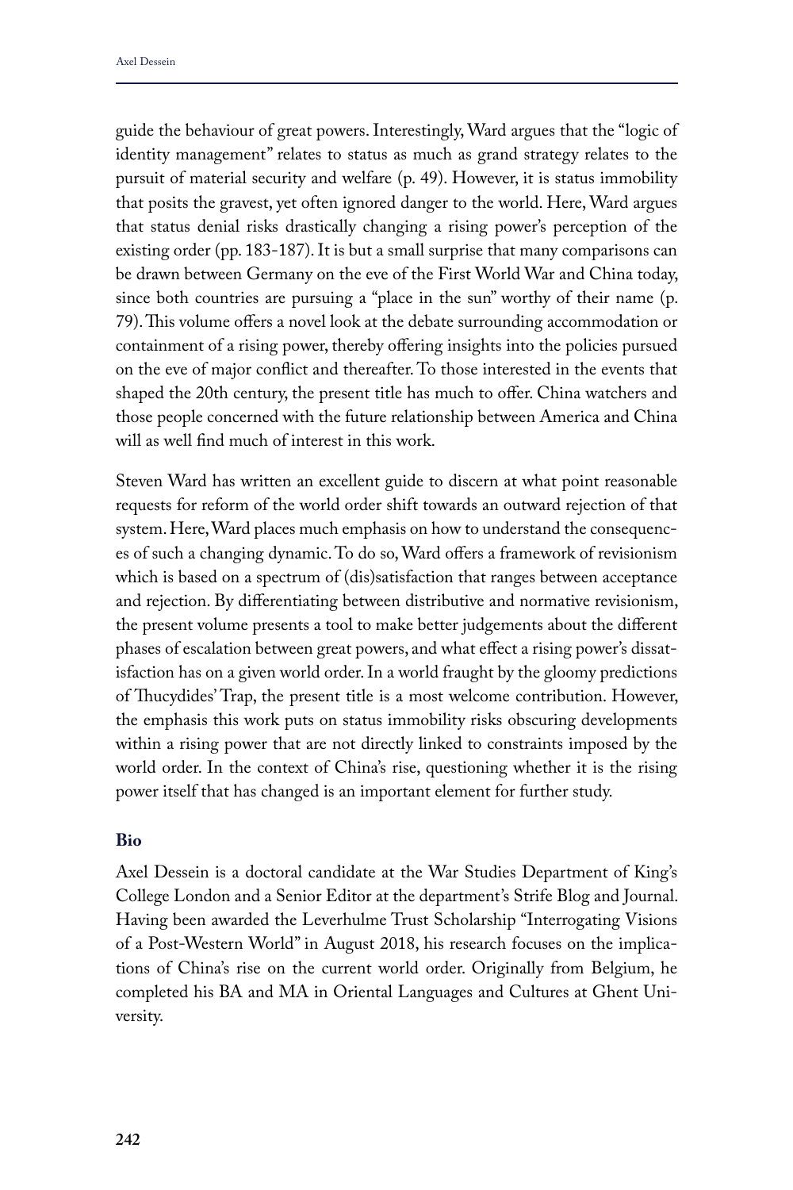guide the behaviour of great powers. Interestingly, Ward argues that the "logic of identity management" relates to status as much as grand strategy relates to the pursuit of material security and welfare (p. 49). However, it is status immobility that posits the gravest, yet often ignored danger to the world. Here, Ward argues that status denial risks drastically changing a rising power's perception of the existing order (pp. 183-187). It is but a small surprise that many comparisons can be drawn between Germany on the eve of the First World War and China today, since both countries are pursuing a "place in the sun" worthy of their name (p. 79). This volume offers a novel look at the debate surrounding accommodation or containment of a rising power, thereby offering insights into the policies pursued on the eve of major conflict and thereafter. To those interested in the events that shaped the 20th century, the present title has much to offer. China watchers and those people concerned with the future relationship between America and China will as well find much of interest in this work.

Steven Ward has written an excellent guide to discern at what point reasonable requests for reform of the world order shift towards an outward rejection of that system. Here, Ward places much emphasis on how to understand the consequences of such a changing dynamic. To do so, Ward offers a framework of revisionism which is based on a spectrum of (dis)satisfaction that ranges between acceptance and rejection. By differentiating between distributive and normative revisionism, the present volume presents a tool to make better judgements about the different phases of escalation between great powers, and what effect a rising power's dissatisfaction has on a given world order. In a world fraught by the gloomy predictions of Thucydides' Trap, the present title is a most welcome contribution. However, the emphasis this work puts on status immobility risks obscuring developments within a rising power that are not directly linked to constraints imposed by the world order. In the context of China's rise, questioning whether it is the rising power itself that has changed is an important element for further study.

### Bio

Axel Dessein is a doctoral candidate at the War Studies Department of King's College London and a Senior Editor at the department's Strife Blog and Journal. Having been awarded the Leverhulme Trust Scholarship "Interrogating Visions of a Post-Western World" in August 2018, his research focuses on the implications of China's rise on the current world order. Originally from Belgium, he completed his BA and MA in Oriental Languages and Cultures at Ghent University.